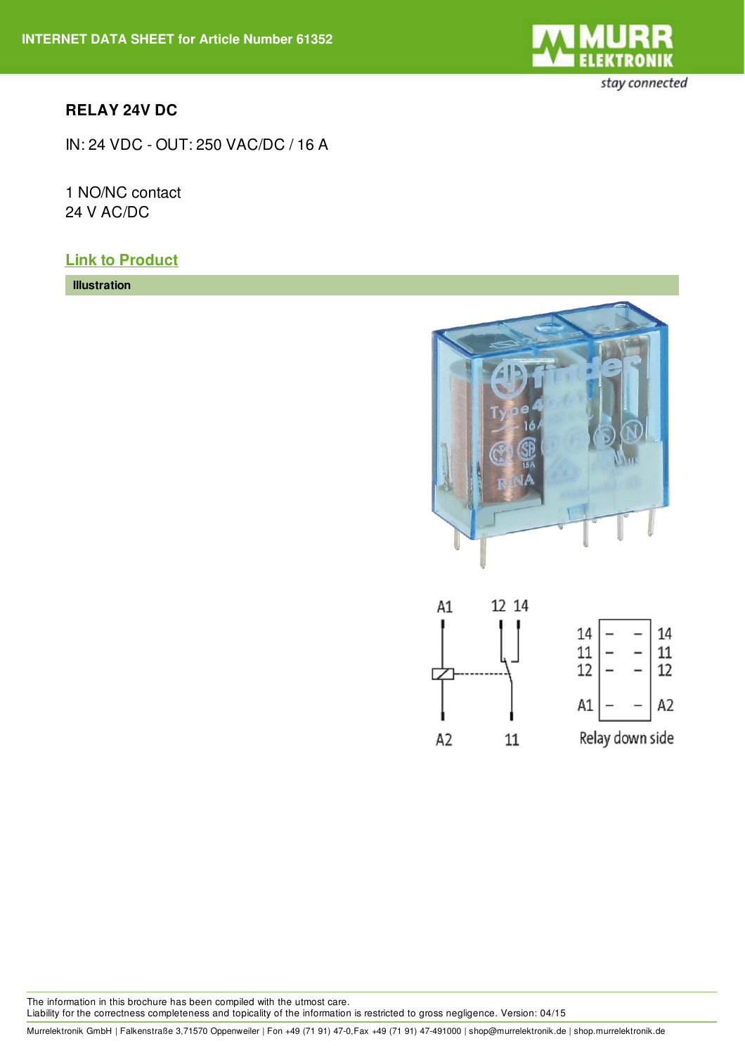INTERNET DATA SHEET for Article Number 61352

**RELAY 24V DC**

IN: 24 VDC - OUT: 250 VAC/DC / 16 A

1 NO/NC contact
24 V AC/DC

**Link to Product**

**Illustration**

The information in this brochure has been compiled with the utmost care.
Liability for the correctness completeness and topicality of the information is restricted to gross negligence. Version: 04/15

Murrelektronik GmbH | Falkenstraße 3,71570 Oppenweiler | Fon +49 (71 91) 47-0,Fax +49 (71 91) 47-491000 | shop@murrelektronik.de | shop.murrelektronik.de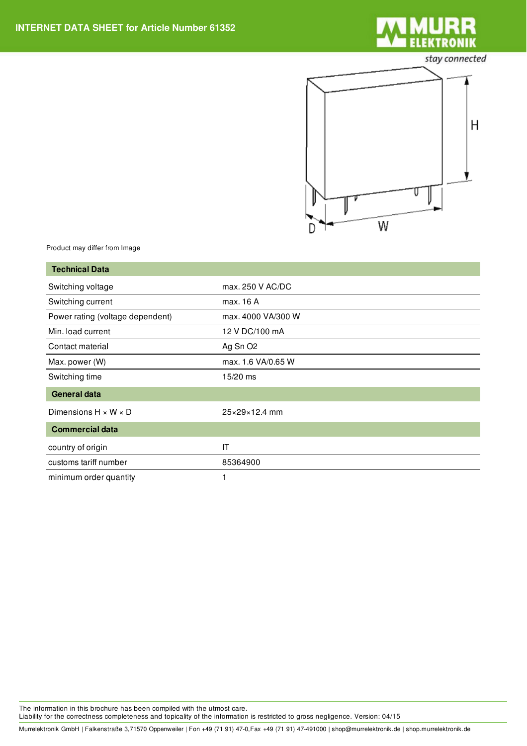# INTERNET DATA SHEET for Article Number 61352

Product may differ from Image

| | |
|---|---|
| **Technical Data** | |
| Switching voltage | max. 250 V AC/DC |
| Switching current | max. 16 A |
| Power rating (voltage dependent) | max. 4000 VA/300 W |
| Min. load current | 12 V DC/100 mA |
| Contact material | Ag Sn O2 |
| Max. power (W) | max. 1.6 VA/0.65 W |
| Switching time | 15/20 ms |
| **General data** | |
| Dimensions H × W × D | 25×29×12.4 mm |
| **Commercial data** | |
| country of origin | IT |
| customs tariff number | 85364900 |
| minimum order quantity | 1 |

The information in this brochure has been compiled with the utmost care.
Liability for the correctness completeness and topicality of the information is restricted to gross negligence. Version: 04/15

Murrelektronik GmbH | Falkenstraße 3,71570 Oppenweiler | Fon +49 (71 91) 47-0,Fax +49 (71 91) 47-491000 | shop@murrelektronik.de | shop.murrelektronik.de